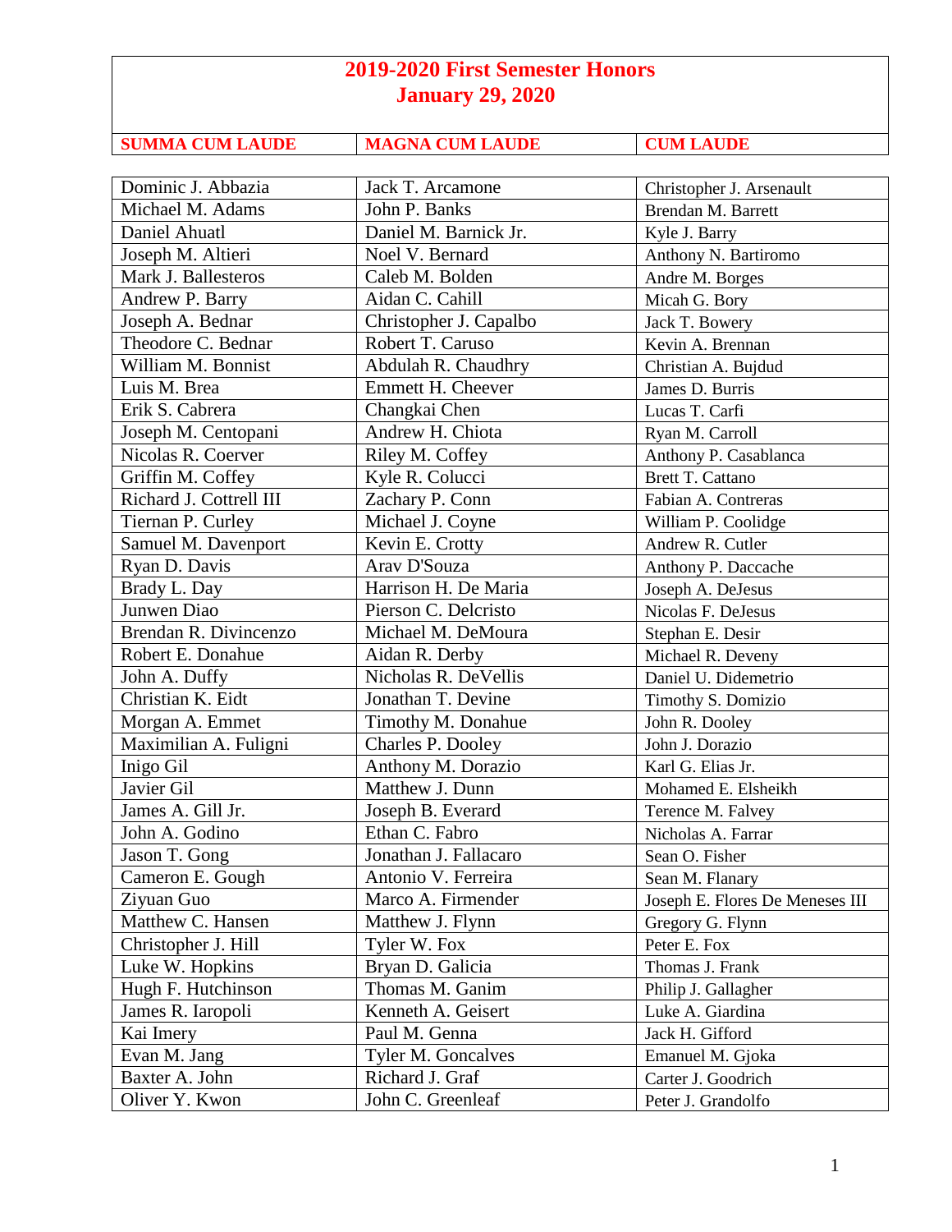# 2019-2020 First Semester Honors
## January 29, 2020

| SUMMA CUM LAUDE | MAGNA CUM LAUDE | CUM LAUDE |
|---|---|---|
| Dominic J. Abbazia | Jack T. Arcamone | Christopher J. Arsenault |
| Michael M. Adams | John P. Banks | Brendan M. Barrett |
| Daniel Ahuatl | Daniel M. Barnick Jr. | Kyle J. Barry |
| Joseph M. Altieri | Noel V. Bernard | Anthony N. Bartiromo |
| Mark J. Ballesteros | Caleb M. Bolden | Andre M. Borges |
| Andrew P. Barry | Aidan C. Cahill | Micah G. Bory |
| Joseph A. Bednar | Christopher J. Capalbo | Jack T. Bowery |
| Theodore C. Bednar | Robert T. Caruso | Kevin A. Brennan |
| William M. Bonnist | Abdulah R. Chaudhry | Christian A. Bujdud |
| Luis M. Brea | Emmett H. Cheever | James D. Burris |
| Erik S. Cabrera | Changkai Chen | Lucas T. Carfi |
| Joseph M. Centopani | Andrew H. Chiota | Ryan M. Carroll |
| Nicolas R. Coerver | Riley M. Coffey | Anthony P. Casablanca |
| Griffin M. Coffey | Kyle R. Colucci | Brett T. Cattano |
| Richard J. Cottrell III | Zachary P. Conn | Fabian A. Contreras |
| Tiernan P. Curley | Michael J. Coyne | William P. Coolidge |
| Samuel M. Davenport | Kevin E. Crotty | Andrew R. Cutler |
| Ryan D. Davis | Arav D'Souza | Anthony P. Daccache |
| Brady L. Day | Harrison H. De Maria | Joseph A. DeJesus |
| Junwen Diao | Pierson C. Delcristo | Nicolas F. DeJesus |
| Brendan R. Divincenzo | Michael M. DeMoura | Stephan E. Desir |
| Robert E. Donahue | Aidan R. Derby | Michael R. Deveny |
| John A. Duffy | Nicholas R. DeVellis | Daniel U. Didemetrio |
| Christian K. Eidt | Jonathan T. Devine | Timothy S. Domizio |
| Morgan A. Emmet | Timothy M. Donahue | John R. Dooley |
| Maximilian A. Fuligni | Charles P. Dooley | John J. Dorazio |
| Inigo Gil | Anthony M. Dorazio | Karl G. Elias Jr. |
| Javier Gil | Matthew J. Dunn | Mohamed E. Elsheikh |
| James A. Gill Jr. | Joseph B. Everard | Terence M. Falvey |
| John A. Godino | Ethan C. Fabro | Nicholas A. Farrar |
| Jason T. Gong | Jonathan J. Fallacaro | Sean O. Fisher |
| Cameron E. Gough | Antonio V. Ferreira | Sean M. Flanary |
| Ziyuan Guo | Marco A. Firmender | Joseph E. Flores De Meneses III |
| Matthew C. Hansen | Matthew J. Flynn | Gregory G. Flynn |
| Christopher J. Hill | Tyler W. Fox | Peter E. Fox |
| Luke W. Hopkins | Bryan D. Galicia | Thomas J. Frank |
| Hugh F. Hutchinson | Thomas M. Ganim | Philip J. Gallagher |
| James R. Iaropoli | Kenneth A. Geisert | Luke A. Giardina |
| Kai Imery | Paul M. Genna | Jack H. Gifford |
| Evan M. Jang | Tyler M. Goncalves | Emanuel M. Gjoka |
| Baxter A. John | Richard J. Graf | Carter J. Goodrich |
| Oliver Y. Kwon | John C. Greenleaf | Peter J. Grandolfo |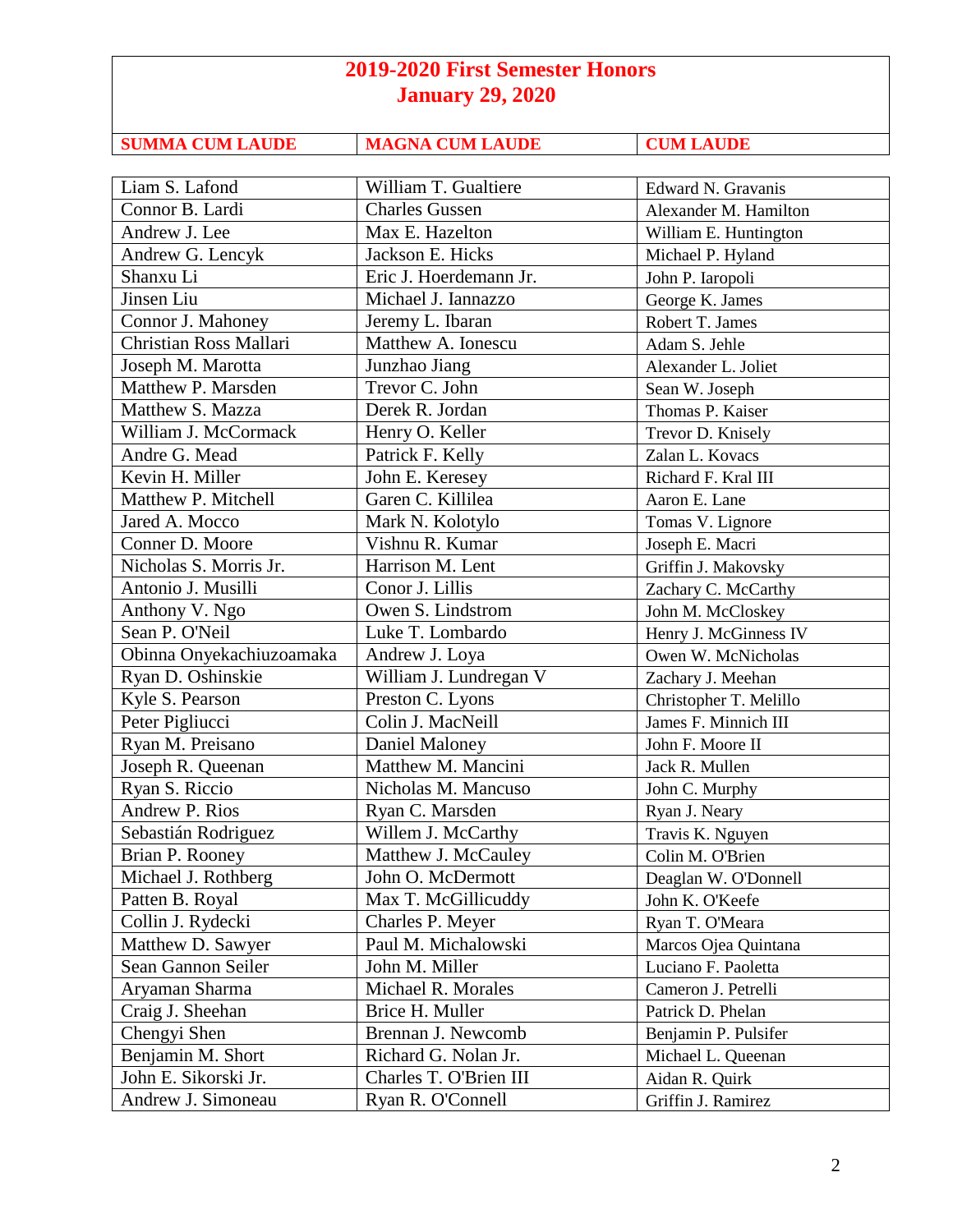# 2019-2020 First Semester Honors
## January 29, 2020

| SUMMA CUM LAUDE | MAGNA CUM LAUDE | CUM LAUDE |
|---|---|---|
| Liam S. Lafond | William T. Gualtiere | Edward N. Gravanis |
| Connor B. Lardi | Charles Gussen | Alexander M. Hamilton |
| Andrew J. Lee | Max E. Hazelton | William E. Huntington |
| Andrew G. Lencyk | Jackson E. Hicks | Michael P. Hyland |
| Shanxu Li | Eric J. Hoerdemann Jr. | John P. Iaropoli |
| Jinsen Liu | Michael J. Iannazzo | George K. James |
| Connor J. Mahoney | Jeremy L. Ibaran | Robert T. James |
| Christian Ross Mallari | Matthew A. Ionescu | Adam S. Jehle |
| Joseph M. Marotta | Junzhao Jiang | Alexander L. Joliet |
| Matthew P. Marsden | Trevor C. John | Sean W. Joseph |
| Matthew S. Mazza | Derek R. Jordan | Thomas P. Kaiser |
| William J. McCormack | Henry O. Keller | Trevor D. Knisely |
| Andre G. Mead | Patrick F. Kelly | Zalan L. Kovacs |
| Kevin H. Miller | John E. Keresey | Richard F. Kral III |
| Matthew P. Mitchell | Garen C. Killilea | Aaron E. Lane |
| Jared A. Mocco | Mark N. Kolotylo | Tomas V. Lignore |
| Conner D. Moore | Vishnu R. Kumar | Joseph E. Macri |
| Nicholas S. Morris Jr. | Harrison M. Lent | Griffin J. Makovsky |
| Antonio J. Musilli | Conor J. Lillis | Zachary C. McCarthy |
| Anthony V. Ngo | Owen S. Lindstrom | John M. McCloskey |
| Sean P. O'Neil | Luke T. Lombardo | Henry J. McGinness IV |
| Obinna Onyekachiuzoamaka | Andrew J. Loya | Owen W. McNicholas |
| Ryan D. Oshinskie | William J. Lundregan V | Zachary J. Meehan |
| Kyle S. Pearson | Preston C. Lyons | Christopher T. Melillo |
| Peter Pigliucci | Colin J. MacNeill | James F. Minnich III |
| Ryan M. Preisano | Daniel Maloney | John F. Moore II |
| Joseph R. Queenan | Matthew M. Mancini | Jack R. Mullen |
| Ryan S. Riccio | Nicholas M. Mancuso | John C. Murphy |
| Andrew P. Rios | Ryan C. Marsden | Ryan J. Neary |
| Sebastián Rodriguez | Willem J. McCarthy | Travis K. Nguyen |
| Brian P. Rooney | Matthew J. McCauley | Colin M. O'Brien |
| Michael J. Rothberg | John O. McDermott | Deaglan W. O'Donnell |
| Patten B. Royal | Max T. McGillicuddy | John K. O'Keefe |
| Collin J. Rydecki | Charles P. Meyer | Ryan T. O'Meara |
| Matthew D. Sawyer | Paul M. Michalowski | Marcos Ojea Quintana |
| Sean Gannon Seiler | John M. Miller | Luciano F. Paoletta |
| Aryaman Sharma | Michael R. Morales | Cameron J. Petrelli |
| Craig J. Sheehan | Brice H. Muller | Patrick D. Phelan |
| Chengyi Shen | Brennan J. Newcomb | Benjamin P. Pulsifer |
| Benjamin M. Short | Richard G. Nolan Jr. | Michael L. Queenan |
| John E. Sikorski Jr. | Charles T. O'Brien III | Aidan R. Quirk |
| Andrew J. Simoneau | Ryan R. O'Connell | Griffin J. Ramirez |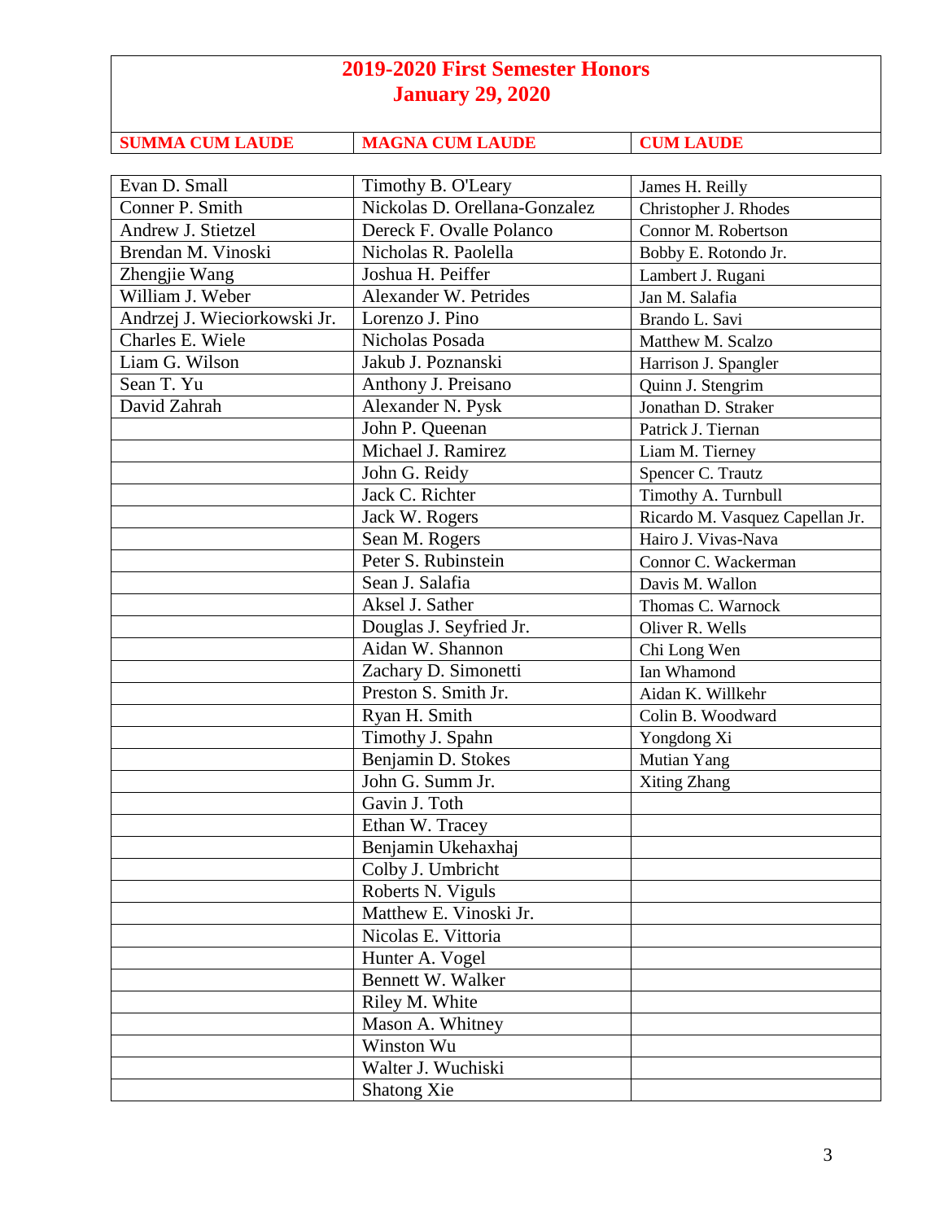# 2019-2020 First Semester Honors
## January 29, 2020

| SUMMA CUM LAUDE | MAGNA CUM LAUDE | CUM LAUDE |
|---|---|---|
| Evan D. Small | Timothy B. O'Leary | James H. Reilly |
| Conner P. Smith | Nickolas D. Orellana-Gonzalez | Christopher J. Rhodes |
| Andrew J. Stietzel | Dereck F. Ovalle Polanco | Connor M. Robertson |
| Brendan M. Vinoski | Nicholas R. Paolella | Bobby E. Rotondo Jr. |
| Zhengjie Wang | Joshua H. Peiffer | Lambert J. Rugani |
| William J. Weber | Alexander W. Petrides | Jan M. Salafia |
| Andrzej J. Wieciorkowski Jr. | Lorenzo J. Pino | Brando L. Savi |
| Charles E. Wiele | Nicholas Posada | Matthew M. Scalzo |
| Liam G. Wilson | Jakub J. Poznanski | Harrison J. Spangler |
| Sean T. Yu | Anthony J. Preisano | Quinn J. Stengrim |
| David Zahrah | Alexander N. Pysk | Jonathan D. Straker |
| | John P. Queenan | Patrick J. Tiernan |
| | Michael J. Ramirez | Liam M. Tierney |
| | John G. Reidy | Spencer C. Trautz |
| | Jack C. Richter | Timothy A. Turnbull |
| | Jack W. Rogers | Ricardo M. Vasquez Capellan Jr. |
| | Sean M. Rogers | Hairo J. Vivas-Nava |
| | Peter S. Rubinstein | Connor C. Wackerman |
| | Sean J. Salafia | Davis M. Wallon |
| | Aksel J. Sather | Thomas C. Warnock |
| | Douglas J. Seyfried Jr. | Oliver R. Wells |
| | Aidan W. Shannon | Chi Long Wen |
| | Zachary D. Simonetti | Ian Whamond |
| | Preston S. Smith Jr. | Aidan K. Willkehr |
| | Ryan H. Smith | Colin B. Woodward |
| | Timothy J. Spahn | Yongdong Xi |
| | Benjamin D. Stokes | Mutian Yang |
| | John G. Summ Jr. | Xiting Zhang |
| | Gavin J. Toth | |
| | Ethan W. Tracey | |
| | Benjamin Ukehaxhaj | |
| | Colby J. Umbricht | |
| | Roberts N. Viguls | |
| | Matthew E. Vinoski Jr. | |
| | Nicolas E. Vittoria | |
| | Hunter A. Vogel | |
| | Bennett W. Walker | |
| | Riley M. White | |
| | Mason A. Whitney | |
| | Winston Wu | |
| | Walter J. Wuchiski | |
| | Shatong Xie | |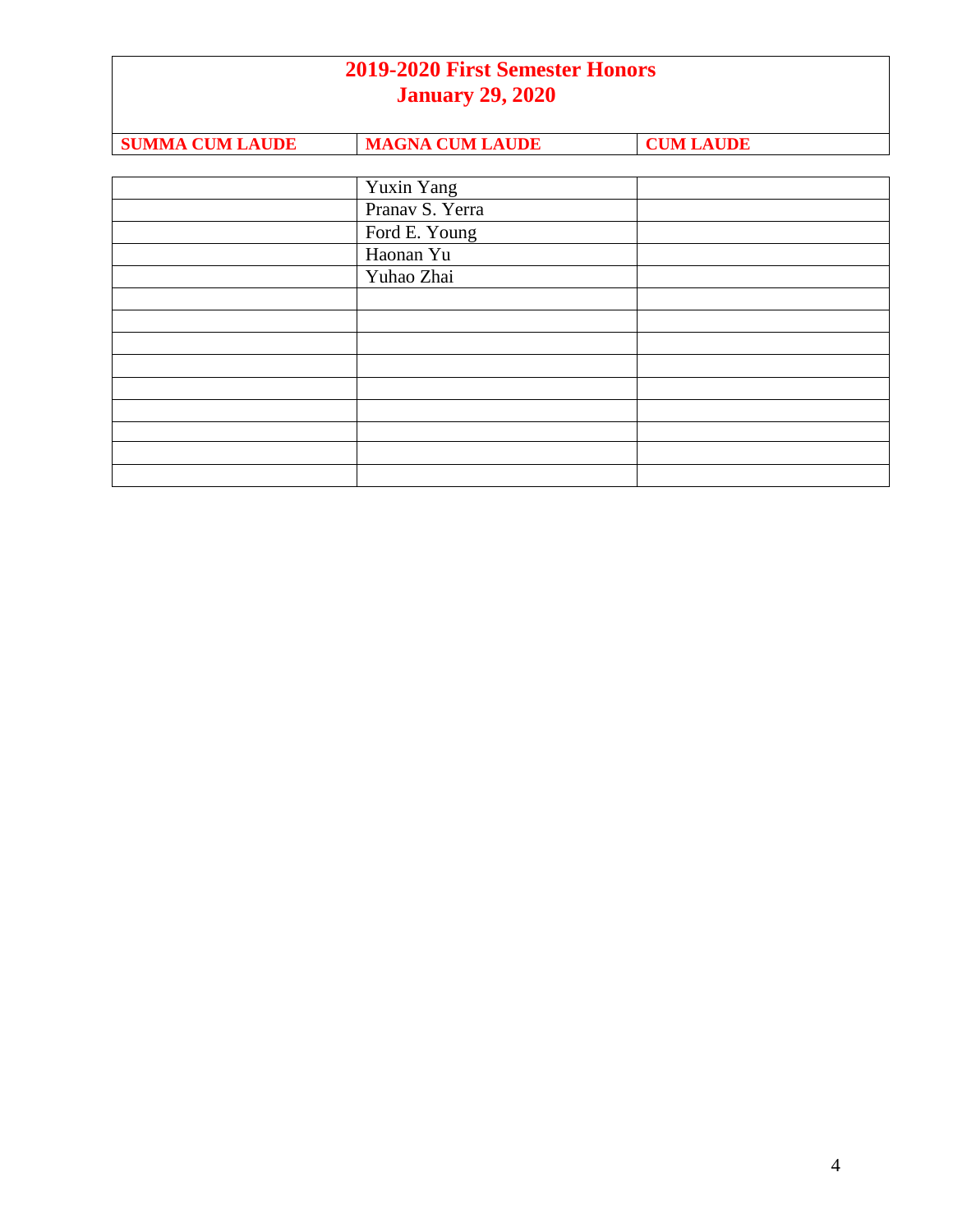# 2019-2020 First Semester Honors
## January 29, 2020

| SUMMA CUM LAUDE | MAGNA CUM LAUDE | CUM LAUDE |
|---|---|---|
| | Yuxin Yang | |
| | Pranav S. Yerra | |
| | Ford E. Young | |
| | Haonan Yu | |
| | Yuhao Zhai | |